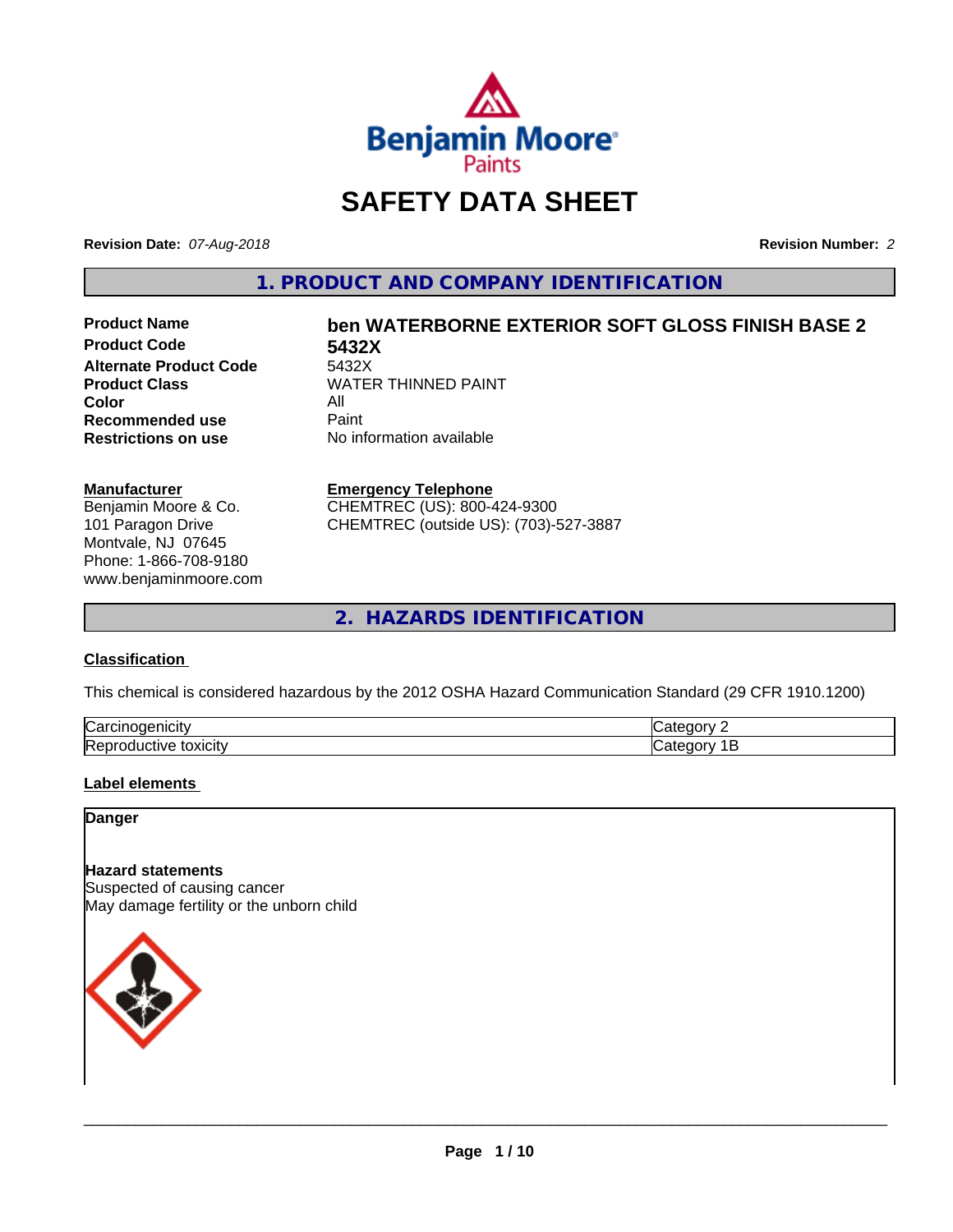Benjamin Moore Paints

# SAFETY DATA SHEET

**Revision Date:** *07-Aug-2018*

**Revision Number:** *2*

## 1. PRODUCT AND COMPANY IDENTIFICATION

| | |
|---|---|
| **Product Name** | **ben WATERBORNE EXTERIOR SOFT GLOSS FINISH BASE 2** |
| **Product Code** | **5432X** |
| **Alternate Product Code** | 5432X |
| **Product Class** | WATER THINNED PAINT |
| **Color** | All |
| **Recommended use** | Paint |
| **Restrictions on use** | No information available |

**Manufacturer**
Benjamin Moore & Co.
101 Paragon Drive
Montvale, NJ 07645
Phone: 1-866-708-9180
www.benjaminmoore.com

**Emergency Telephone**
CHEMTREC (US): 800-424-9300
CHEMTREC (outside US): (703)-527-3887

## 2. HAZARDS IDENTIFICATION

### Classification

This chemical is considered hazardous by the 2012 OSHA Hazard Communication Standard (29 CFR 1910.1200)

| | |
|---|---|
| Carcinogenicity | Category 2 |
| Reproductive toxicity | Category 1B |

### Label elements

**Danger**

**Hazard statements**
Suspected of causing cancer
May damage fertility or the unborn child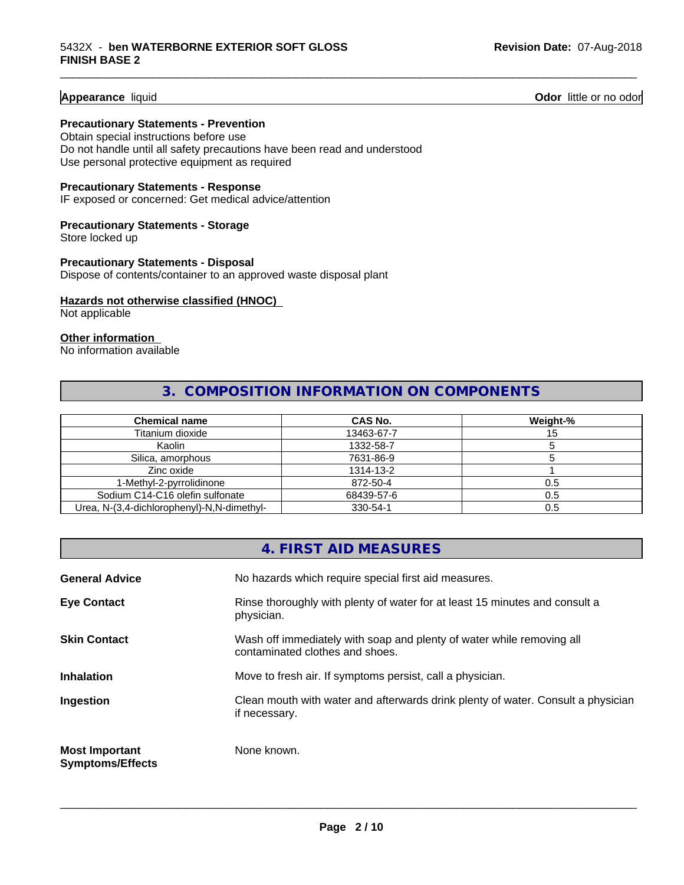**Appearance** liquid **Odor** little or no odor

**Precautionary Statements - Prevention**
Obtain special instructions before use
Do not handle until all safety precautions have been read and understood
Use personal protective equipment as required

**Precautionary Statements - Response**
IF exposed or concerned: Get medical advice/attention

**Precautionary Statements - Storage**
Store locked up

**Precautionary Statements - Disposal**
Dispose of contents/container to an approved waste disposal plant

**Hazards not otherwise classified (HNOC)**
Not applicable

**Other information**
No information available

## 3. COMPOSITION INFORMATION ON COMPONENTS

| Chemical name | CAS No. | Weight-% |
|---|---|---|
| Titanium dioxide | 13463-67-7 | 15 |
| Kaolin | 1332-58-7 | 5 |
| Silica, amorphous | 7631-86-9 | 5 |
| Zinc oxide | 1314-13-2 | 1 |
| 1-Methyl-2-pyrrolidinone | 872-50-4 | 0.5 |
| Sodium C14-C16 olefin sulfonate | 68439-57-6 | 0.5 |
| Urea, N-(3,4-dichlorophenyl)-N,N-dimethyl- | 330-54-1 | 0.5 |

## 4. FIRST AID MEASURES

**General Advice** No hazards which require special first aid measures.

**Eye Contact** Rinse thoroughly with plenty of water for at least 15 minutes and consult a physician.

**Skin Contact** Wash off immediately with soap and plenty of water while removing all contaminated clothes and shoes.

**Inhalation** Move to fresh air. If symptoms persist, call a physician.

**Ingestion** Clean mouth with water and afterwards drink plenty of water. Consult a physician if necessary.

**Most Important Symptoms/Effects** None known.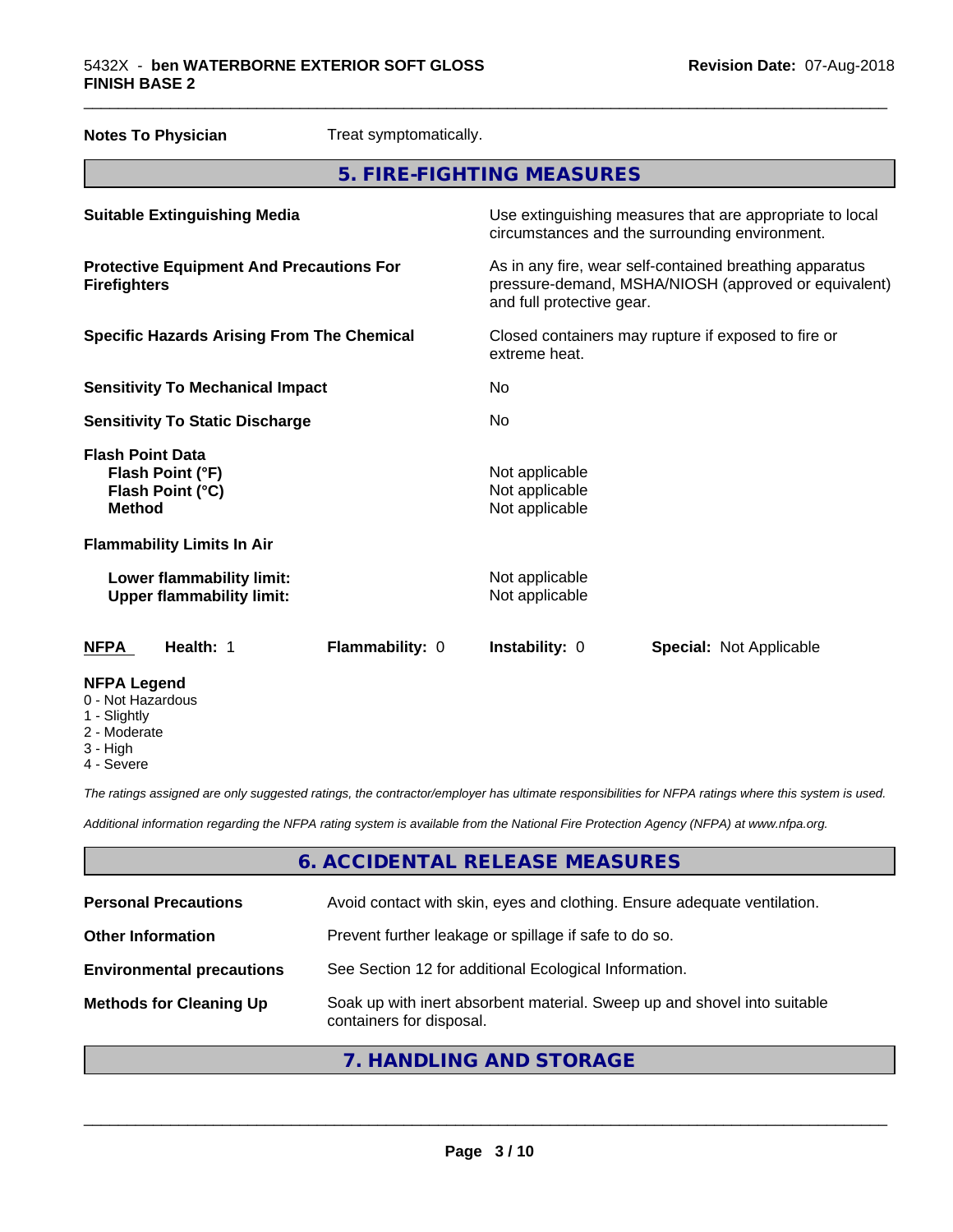| | |
|---|---|
| **Notes To Physician** | Treat symptomatically. |

## 5. FIRE-FIGHTING MEASURES

| | |
|---|---|
| **Suitable Extinguishing Media** | Use extinguishing measures that are appropriate to local circumstances and the surrounding environment. |
| **Protective Equipment And Precautions For Firefighters** | As in any fire, wear self-contained breathing apparatus pressure-demand, MSHA/NIOSH (approved or equivalent) and full protective gear. |
| **Specific Hazards Arising From The Chemical** | Closed containers may rupture if exposed to fire or extreme heat. |
| **Sensitivity To Mechanical Impact** | No |
| **Sensitivity To Static Discharge** | No |
| **Flash Point Data** | |
| **Flash Point (°F)** | Not applicable |
| **Flash Point (°C)** | Not applicable |
| **Method** | Not applicable |
| **Flammability Limits In Air** | |
| **Lower flammability limit:** | Not applicable |
| **Upper flammability limit:** | Not applicable |

| NFPA | Health: 1 | Flammability: 0 | Instability: 0 | Special: Not Applicable |
|---|---|---|---|---|

**NFPA Legend**
- 0 - Not Hazardous
- 1 - Slightly
- 2 - Moderate
- 3 - High
- 4 - Severe

*The ratings assigned are only suggested ratings, the contractor/employer has ultimate responsibilities for NFPA ratings where this system is used.*

*Additional information regarding the NFPA rating system is available from the National Fire Protection Agency (NFPA) at www.nfpa.org.*

## 6. ACCIDENTAL RELEASE MEASURES

| | |
|---|---|
| **Personal Precautions** | Avoid contact with skin, eyes and clothing. Ensure adequate ventilation. |
| **Other Information** | Prevent further leakage or spillage if safe to do so. |
| **Environmental precautions** | See Section 12 for additional Ecological Information. |
| **Methods for Cleaning Up** | Soak up with inert absorbent material. Sweep up and shovel into suitable containers for disposal. |

## 7. HANDLING AND STORAGE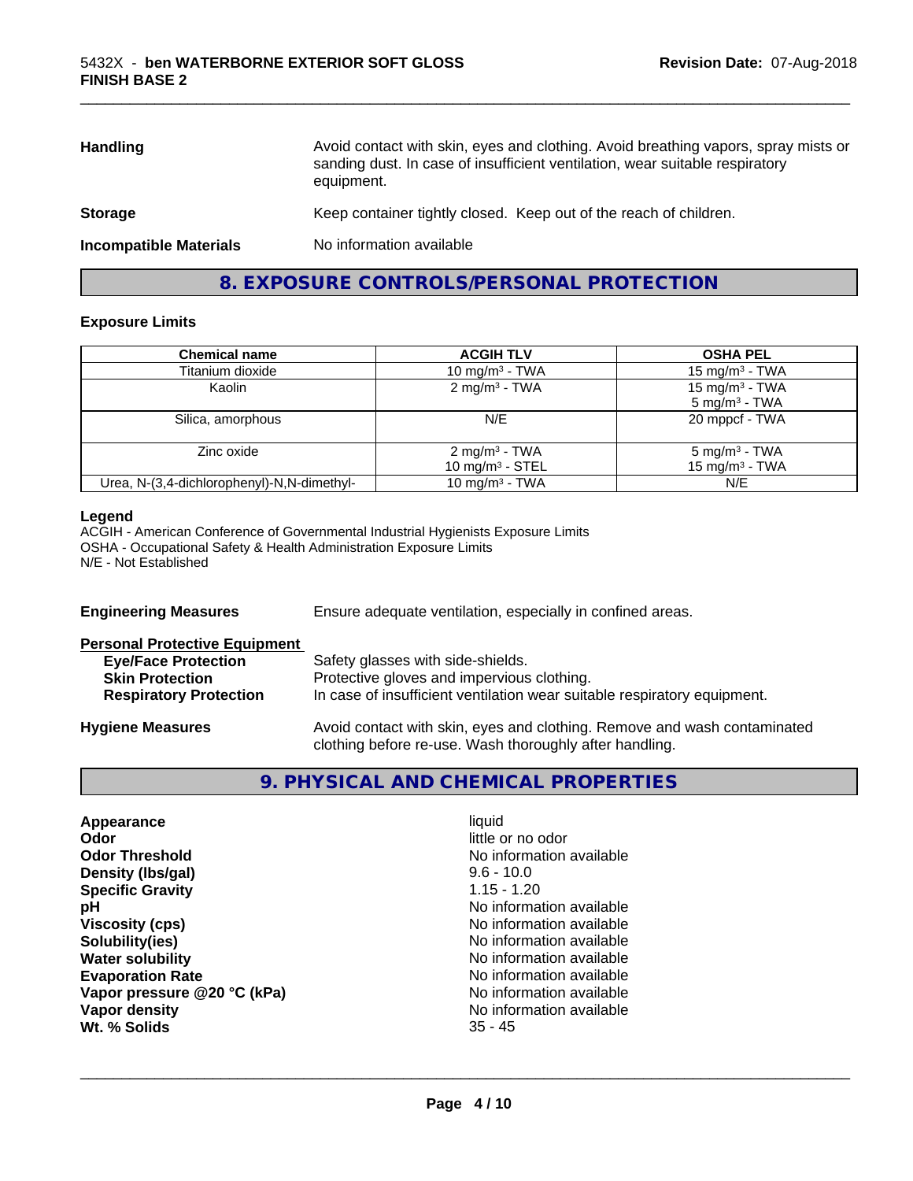| | |
|---|---|
| **Handling** | Avoid contact with skin, eyes and clothing. Avoid breathing vapors, spray mists or sanding dust. In case of insufficient ventilation, wear suitable respiratory equipment. |
| **Storage** | Keep container tightly closed. Keep out of the reach of children. |
| **Incompatible Materials** | No information available |

## 8. EXPOSURE CONTROLS/PERSONAL PROTECTION

### Exposure Limits

| Chemical name | ACGIH TLV | OSHA PEL |
|---|---|---|
| Titanium dioxide | 10 mg/m³ - TWA | 15 mg/m³ - TWA |
| Kaolin | 2 mg/m³ - TWA | 15 mg/m³ - TWA<br>5 mg/m³ - TWA |
| Silica, amorphous | N/E | 20 mppcf - TWA |
| Zinc oxide | 2 mg/m³ - TWA<br>10 mg/m³ - STEL | 5 mg/m³ - TWA<br>15 mg/m³ - TWA |
| Urea, N-(3,4-dichlorophenyl)-N,N-dimethyl- | 10 mg/m³ - TWA | N/E |

**Legend**

ACGIH - American Conference of Governmental Industrial Hygienists Exposure Limits
OSHA - Occupational Safety & Health Administration Exposure Limits
N/E - Not Established

**Engineering Measures** Ensure adequate ventilation, especially in confined areas.

**Personal Protective Equipment**

- **Eye/Face Protection** Safety glasses with side-shields.
- **Skin Protection** Protective gloves and impervious clothing.
- **Respiratory Protection** In case of insufficient ventilation wear suitable respiratory equipment.

**Hygiene Measures** Avoid contact with skin, eyes and clothing. Remove and wash contaminated clothing before re-use. Wash thoroughly after handling.

## 9. PHYSICAL AND CHEMICAL PROPERTIES

| | |
|---|---|
| **Appearance** | liquid |
| **Odor** | little or no odor |
| **Odor Threshold** | No information available |
| **Density (lbs/gal)** | 9.6 - 10.0 |
| **Specific Gravity** | 1.15 - 1.20 |
| **pH** | No information available |
| **Viscosity (cps)** | No information available |
| **Solubility(ies)** | No information available |
| **Water solubility** | No information available |
| **Evaporation Rate** | No information available |
| **Vapor pressure @20 °C (kPa)** | No information available |
| **Vapor density** | No information available |
| **Wt. % Solids** | 35 - 45 |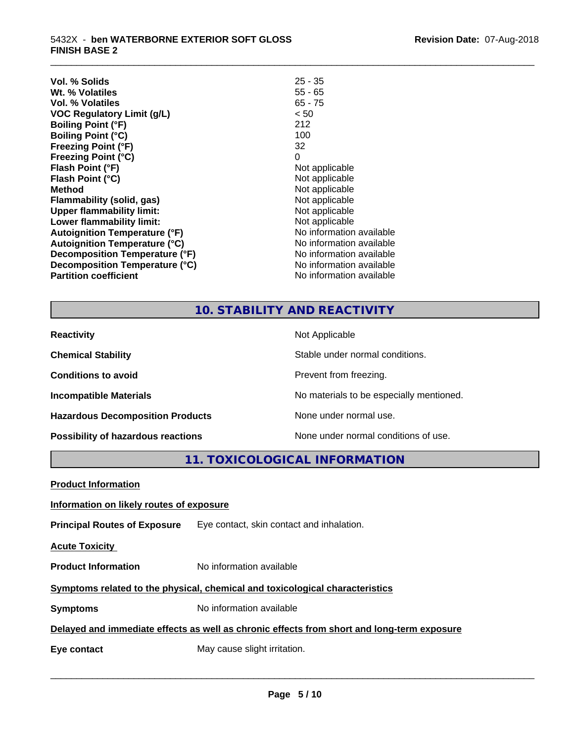| | |
|---|---|
| **Vol. % Solids** | 25 - 35 |
| **Wt. % Volatiles** | 55 - 65 |
| **Vol. % Volatiles** | 65 - 75 |
| **VOC Regulatory Limit (g/L)** | < 50 |
| **Boiling Point (°F)** | 212 |
| **Boiling Point (°C)** | 100 |
| **Freezing Point (°F)** | 32 |
| **Freezing Point (°C)** | 0 |
| **Flash Point (°F)** | Not applicable |
| **Flash Point (°C)** | Not applicable |
| **Method** | Not applicable |
| **Flammability (solid, gas)** | Not applicable |
| **Upper flammability limit:** | Not applicable |
| **Lower flammability limit:** | Not applicable |
| **Autoignition Temperature (°F)** | No information available |
| **Autoignition Temperature (°C)** | No information available |
| **Decomposition Temperature (°F)** | No information available |
| **Decomposition Temperature (°C)** | No information available |
| **Partition coefficient** | No information available |

## 10. STABILITY AND REACTIVITY

| | |
|---|---|
| **Reactivity** | Not Applicable |
| **Chemical Stability** | Stable under normal conditions. |
| **Conditions to avoid** | Prevent from freezing. |
| **Incompatible Materials** | No materials to be especially mentioned. |
| **Hazardous Decomposition Products** | None under normal use. |
| **Possibility of hazardous reactions** | None under normal conditions of use. |

## 11. TOXICOLOGICAL INFORMATION

**Product Information**

**Information on likely routes of exposure**

**Principal Routes of Exposure** Eye contact, skin contact and inhalation.

**Acute Toxicity**

**Product Information** No information available

**Symptoms related to the physical, chemical and toxicological characteristics**

**Symptoms** No information available

**Delayed and immediate effects as well as chronic effects from short and long-term exposure**

**Eye contact** May cause slight irritation.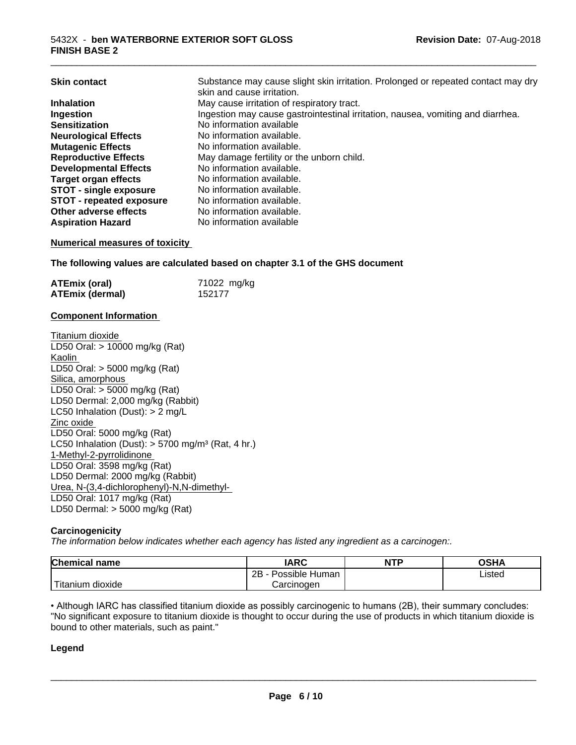| | |
|---|---|
| **Skin contact** | Substance may cause slight skin irritation. Prolonged or repeated contact may dry skin and cause irritation. |
| **Inhalation** | May cause irritation of respiratory tract. |
| **Ingestion** | Ingestion may cause gastrointestinal irritation, nausea, vomiting and diarrhea. |
| **Sensitization** | No information available |
| **Neurological Effects** | No information available. |
| **Mutagenic Effects** | No information available. |
| **Reproductive Effects** | May damage fertility or the unborn child. |
| **Developmental Effects** | No information available. |
| **Target organ effects** | No information available. |
| **STOT - single exposure** | No information available. |
| **STOT - repeated exposure** | No information available. |
| **Other adverse effects** | No information available. |
| **Aspiration Hazard** | No information available |

**Numerical measures of toxicity**

**The following values are calculated based on chapter 3.1 of the GHS document**

| | |
|---|---|
| **ATEmix (oral)** | 71022 mg/kg |
| **ATEmix (dermal)** | 152177 |

**Component Information**

Titanium dioxide
LD50 Oral: > 10000 mg/kg (Rat)
Kaolin
LD50 Oral: > 5000 mg/kg (Rat)
Silica, amorphous
LD50 Oral: > 5000 mg/kg (Rat)
LD50 Dermal: 2,000 mg/kg (Rabbit)
LC50 Inhalation (Dust): > 2 mg/L
Zinc oxide
LD50 Oral: 5000 mg/kg (Rat)
LC50 Inhalation (Dust): > 5700 mg/m³ (Rat, 4 hr.)
1-Methyl-2-pyrrolidinone
LD50 Oral: 3598 mg/kg (Rat)
LD50 Dermal: 2000 mg/kg (Rabbit)
Urea, N-(3,4-dichlorophenyl)-N,N-dimethyl-
LD50 Oral: 1017 mg/kg (Rat)
LD50 Dermal: > 5000 mg/kg (Rat)

**Carcinogenicity**

*The information below indicates whether each agency has listed any ingredient as a carcinogen:.*

| Chemical name | IARC | NTP | OSHA |
|---|---|---|---|
| Titanium dioxide | 2B - Possible Human Carcinogen | | Listed |

• Although IARC has classified titanium dioxide as possibly carcinogenic to humans (2B), their summary concludes: "No significant exposure to titanium dioxide is thought to occur during the use of products in which titanium dioxide is bound to other materials, such as paint."

**Legend**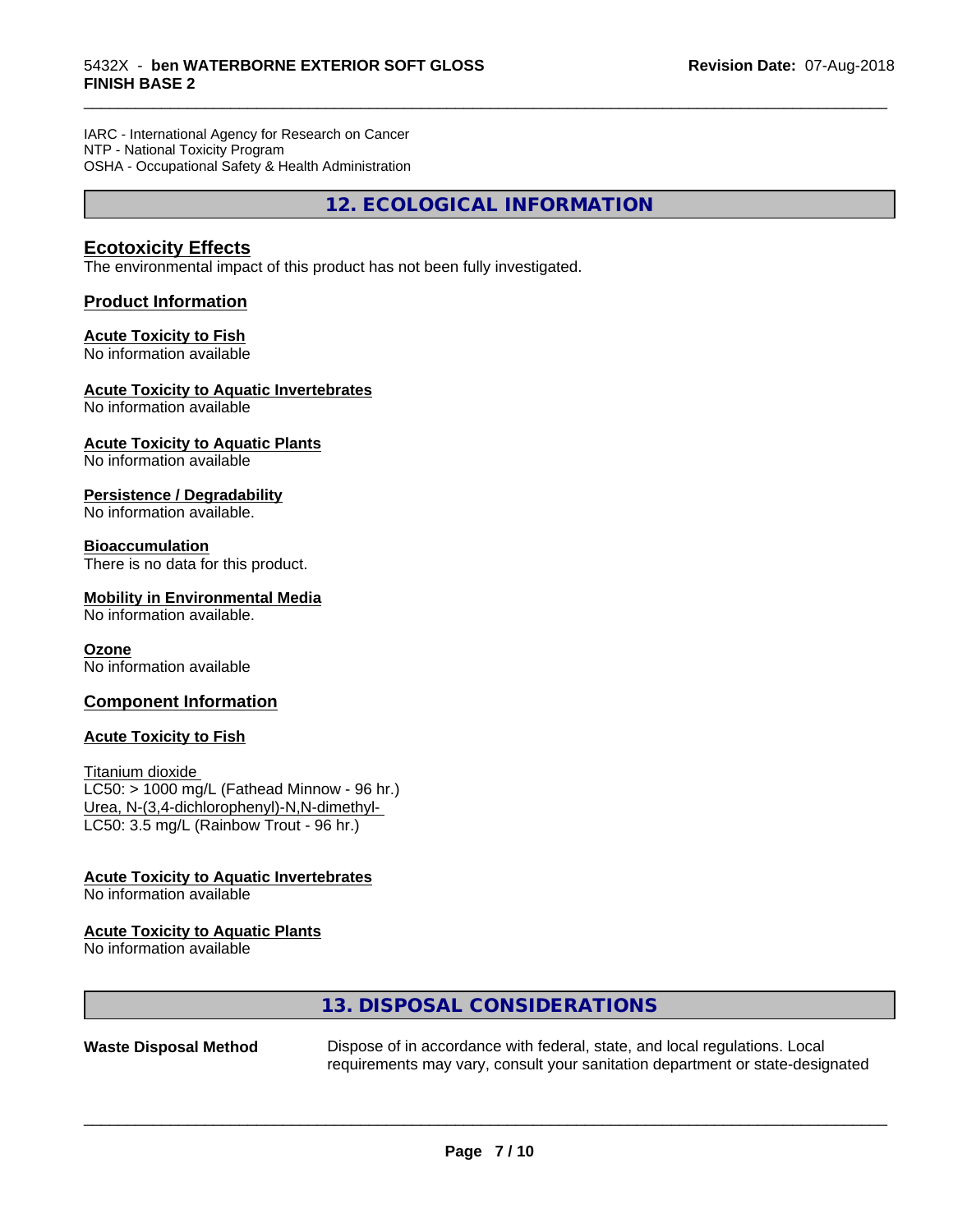IARC - International Agency for Research on Cancer
NTP - National Toxicity Program
OSHA - Occupational Safety & Health Administration

## 12. ECOLOGICAL INFORMATION

### Ecotoxicity Effects

The environmental impact of this product has not been fully investigated.

### Product Information

**Acute Toxicity to Fish**
No information available

**Acute Toxicity to Aquatic Invertebrates**
No information available

**Acute Toxicity to Aquatic Plants**
No information available

**Persistence / Degradability**
No information available.

**Bioaccumulation**
There is no data for this product.

**Mobility in Environmental Media**
No information available.

**Ozone**
No information available

### Component Information

**Acute Toxicity to Fish**

Titanium dioxide
LC50: > 1000 mg/L (Fathead Minnow - 96 hr.)
Urea, N-(3,4-dichlorophenyl)-N,N-dimethyl-
LC50: 3.5 mg/L (Rainbow Trout - 96 hr.)

**Acute Toxicity to Aquatic Invertebrates**
No information available

**Acute Toxicity to Aquatic Plants**
No information available

## 13. DISPOSAL CONSIDERATIONS

**Waste Disposal Method** Dispose of in accordance with federal, state, and local regulations. Local requirements may vary, consult your sanitation department or state-designated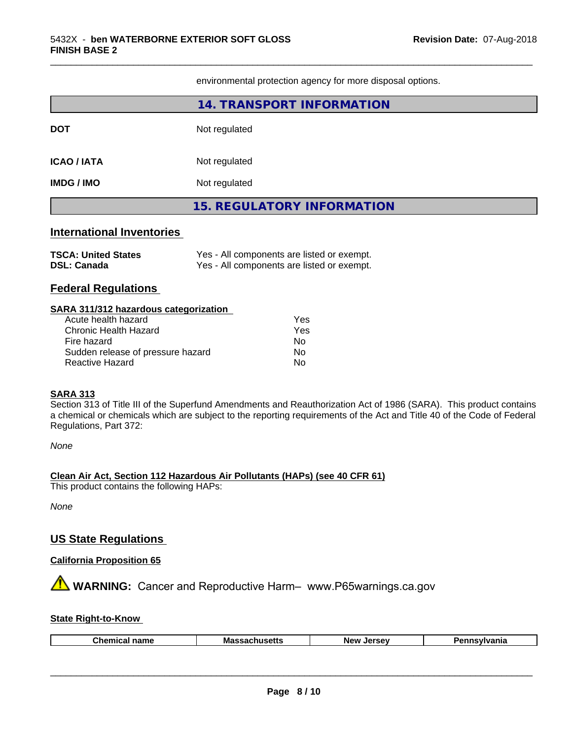environmental protection agency for more disposal options.

## 14. TRANSPORT INFORMATION

**DOT** Not regulated

**ICAO / IATA** Not regulated

**IMDG / IMO** Not regulated

## 15. REGULATORY INFORMATION

### International Inventories

**TSCA: United States** Yes - All components are listed or exempt.
**DSL: Canada** Yes - All components are listed or exempt.

### Federal Regulations

**SARA 311/312 hazardous categorization**

| | |
|---|---|
| Acute health hazard | Yes |
| Chronic Health Hazard | Yes |
| Fire hazard | No |
| Sudden release of pressure hazard | No |
| Reactive Hazard | No |

**SARA 313**
Section 313 of Title III of the Superfund Amendments and Reauthorization Act of 1986 (SARA). This product contains a chemical or chemicals which are subject to the reporting requirements of the Act and Title 40 of the Code of Federal Regulations, Part 372:

*None*

**Clean Air Act, Section 112 Hazardous Air Pollutants (HAPs) (see 40 CFR 61)**
This product contains the following HAPs:

*None*

### US State Regulations

**California Proposition 65**

⚠ **WARNING:** Cancer and Reproductive Harm– www.P65warnings.ca.gov

**State Right-to-Know**

| Chemical name | Massachusetts | New Jersey | Pennsylvania |
|---|---|---|---|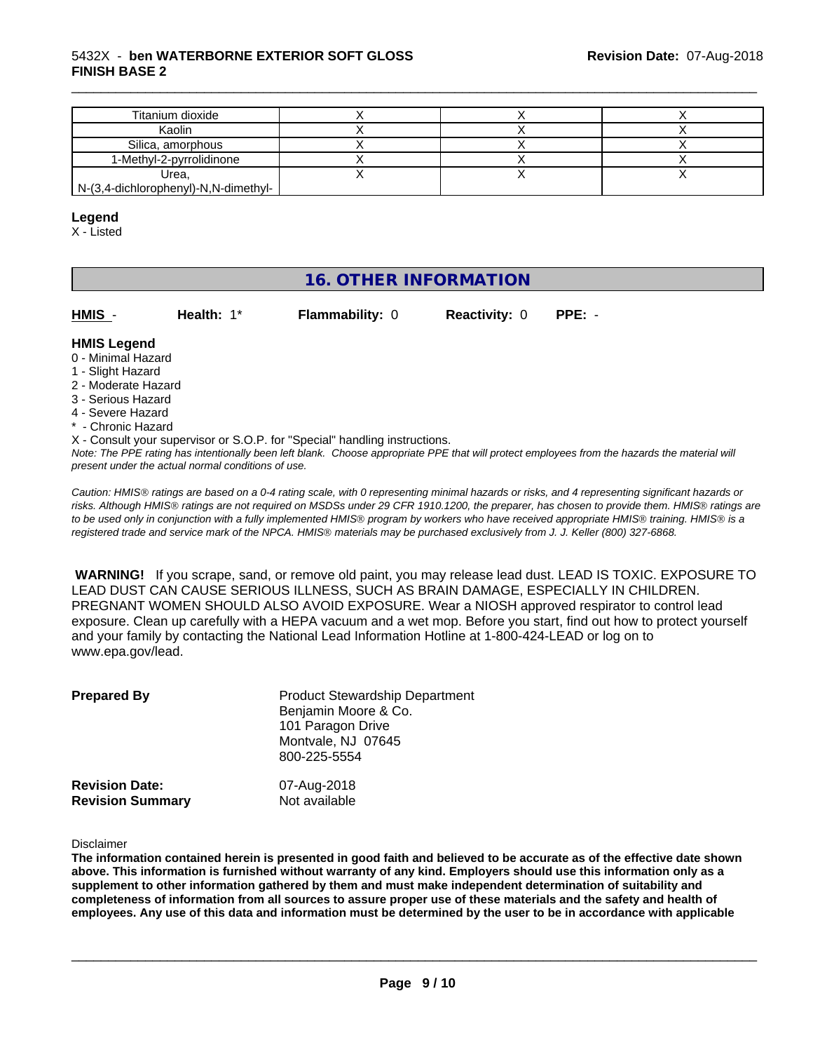| Titanium dioxide | X | X | X |
|---|---|---|---|
| Kaolin | X | X | X |
| Silica, amorphous | X | X | X |
| 1-Methyl-2-pyrrolidinone | X | X | X |
| Urea, N-(3,4-dichlorophenyl)-N,N-dimethyl- | X | X | X |

**Legend**

X - Listed

## 16. OTHER INFORMATION

**HMIS** - **Health:** 1* **Flammability:** 0 **Reactivity:** 0 **PPE:** -

**HMIS Legend**

0 - Minimal Hazard
1 - Slight Hazard
2 - Moderate Hazard
3 - Serious Hazard
4 - Severe Hazard
* - Chronic Hazard
X - Consult your supervisor or S.O.P. for "Special" handling instructions.

*Note: The PPE rating has intentionally been left blank. Choose appropriate PPE that will protect employees from the hazards the material will present under the actual normal conditions of use.*

*Caution: HMIS® ratings are based on a 0-4 rating scale, with 0 representing minimal hazards or risks, and 4 representing significant hazards or risks. Although HMIS® ratings are not required on MSDSs under 29 CFR 1910.1200, the preparer, has chosen to provide them. HMIS® ratings are to be used only in conjunction with a fully implemented HMIS® program by workers who have received appropriate HMIS® training. HMIS® is a registered trade and service mark of the NPCA. HMIS® materials may be purchased exclusively from J. J. Keller (800) 327-6868.*

**WARNING!** If you scrape, sand, or remove old paint, you may release lead dust. LEAD IS TOXIC. EXPOSURE TO LEAD DUST CAN CAUSE SERIOUS ILLNESS, SUCH AS BRAIN DAMAGE, ESPECIALLY IN CHILDREN. PREGNANT WOMEN SHOULD ALSO AVOID EXPOSURE. Wear a NIOSH approved respirator to control lead exposure. Clean up carefully with a HEPA vacuum and a wet mop. Before you start, find out how to protect yourself and your family by contacting the National Lead Information Hotline at 1-800-424-LEAD or log on to www.epa.gov/lead.

**Prepared By** Product Stewardship Department
Benjamin Moore & Co.
101 Paragon Drive
Montvale, NJ 07645
800-225-5554

**Revision Date:** 07-Aug-2018
**Revision Summary** Not available

Disclaimer

**The information contained herein is presented in good faith and believed to be accurate as of the effective date shown above. This information is furnished without warranty of any kind. Employers should use this information only as a supplement to other information gathered by them and must make independent determination of suitability and completeness of information from all sources to assure proper use of these materials and the safety and health of employees. Any use of this data and information must be determined by the user to be in accordance with applicable**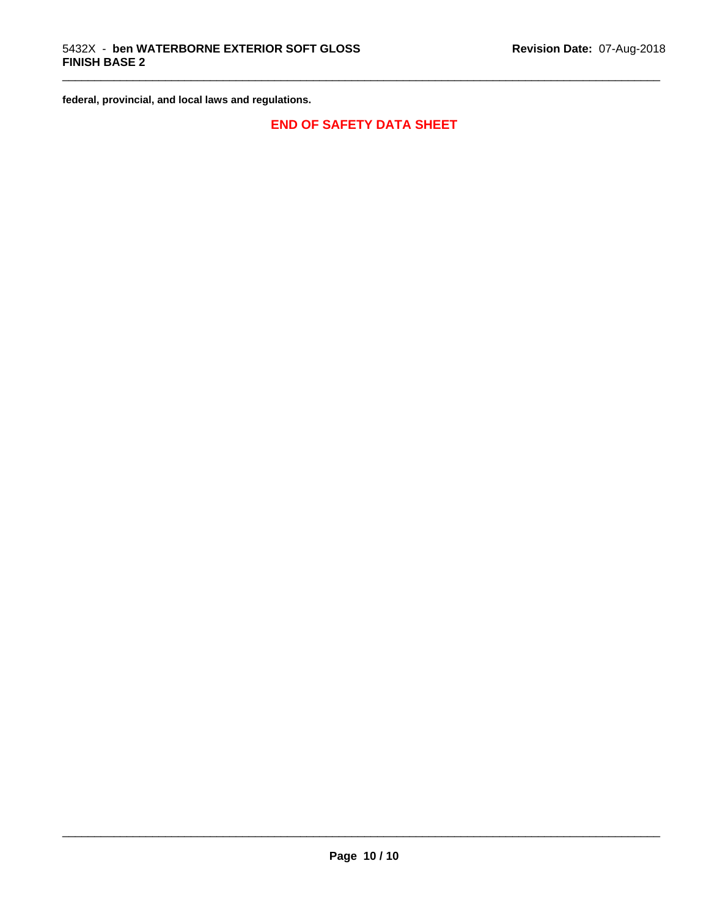**federal, provincial, and local laws and regulations.**

**END OF SAFETY DATA SHEET**